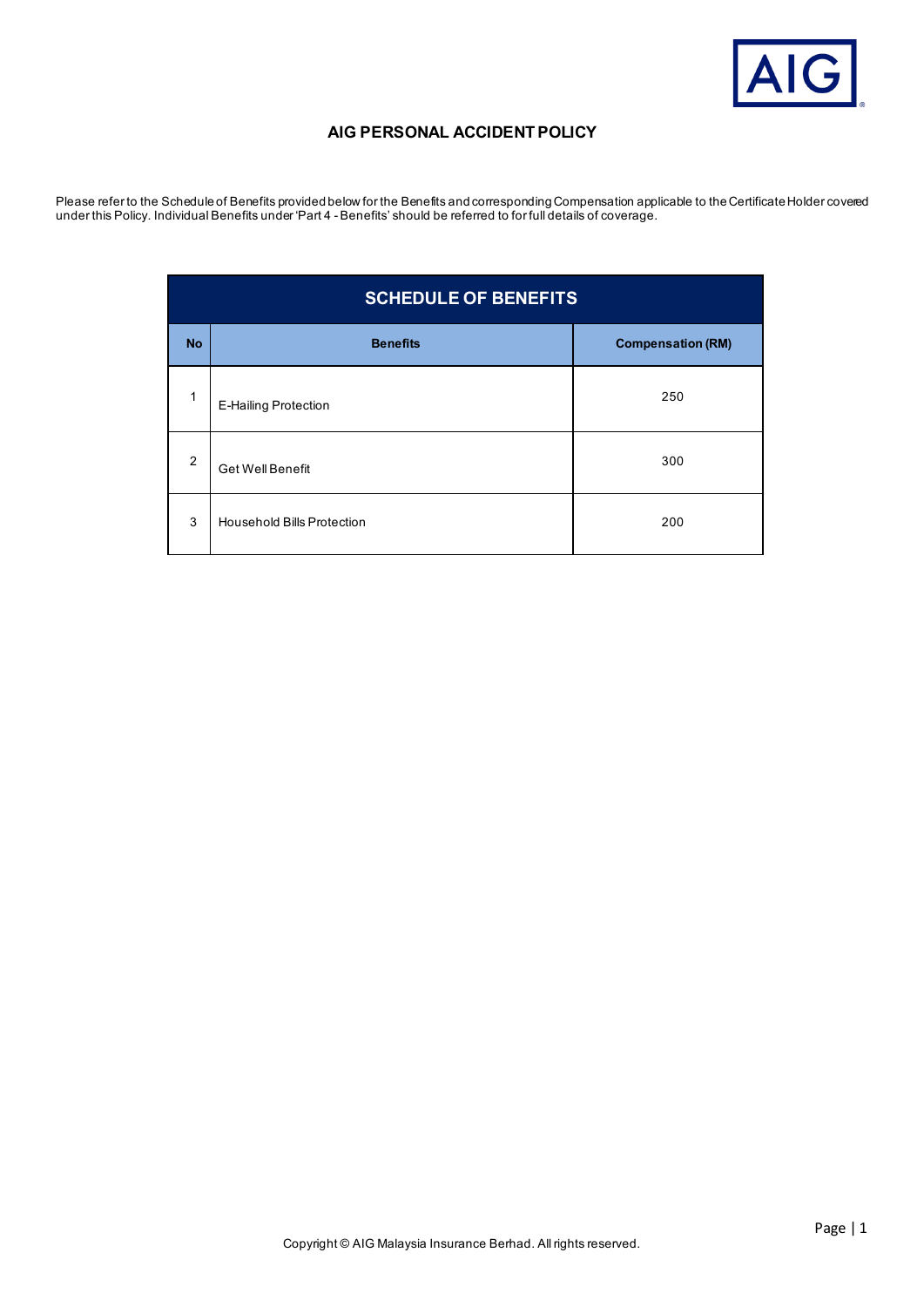# AIG PERSONAL ACCIDENT POLICY

Please refer to the Schedule of Benefits provided below for the Benefits and corresponding Compensation applicable to the Certificate Holder covered under this Policy. Individual Benefits under 'Part 4 - Benefits' should be referred to for full details of coverage.

**SCHEDULE OF BENEFITS**

| No | Benefits | Compensation (RM) |
|---|---|---|
| 1 | E-Hailing Protection | 250 |
| 2 | Get Well Benefit | 300 |
| 3 | Household Bills Protection | 200 |

Copyright © AIG Malaysia Insurance Berhad. All rights reserved.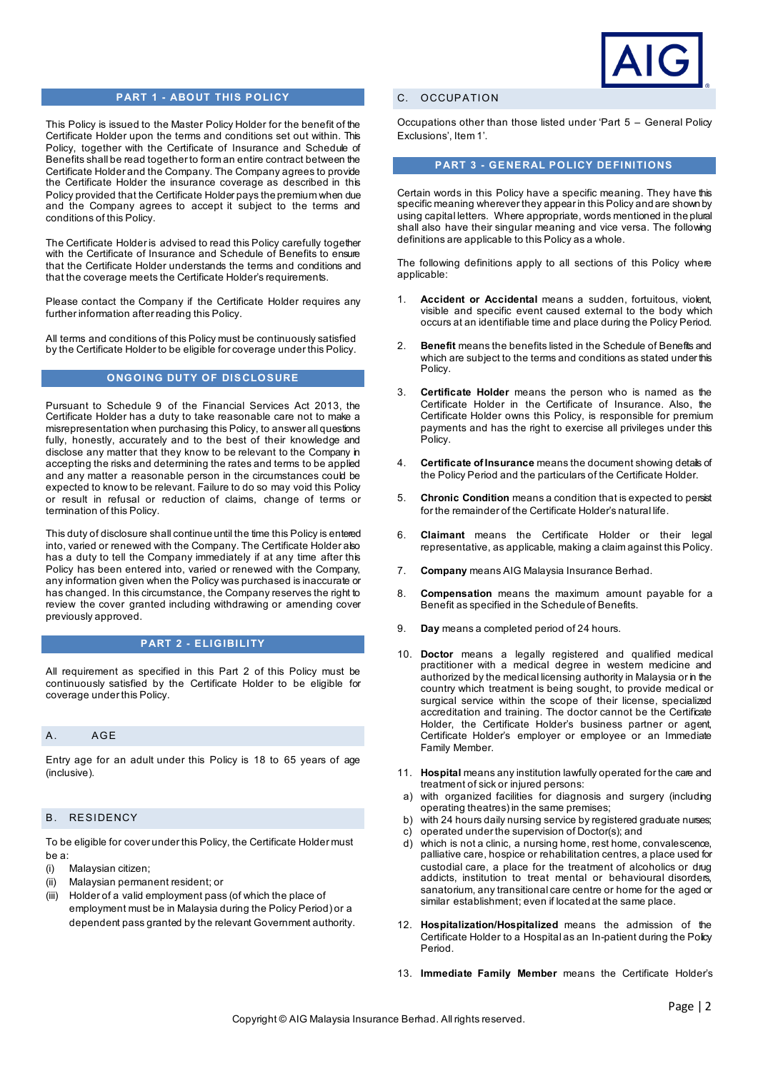## PART 1 - ABOUT THIS POLICY

This Policy is issued to the Master Policy Holder for the benefit of the Certificate Holder upon the terms and conditions set out within. This Policy, together with the Certificate of Insurance and Schedule of Benefits shall be read together to form an entire contract between the Certificate Holder and the Company. The Company agrees to provide the Certificate Holder the insurance coverage as described in this Policy provided that the Certificate Holder pays the premium when due and the Company agrees to accept it subject to the terms and conditions of this Policy.

The Certificate Holder is advised to read this Policy carefully together with the Certificate of Insurance and Schedule of Benefits to ensure that the Certificate Holder understands the terms and conditions and that the coverage meets the Certificate Holder's requirements.

Please contact the Company if the Certificate Holder requires any further information after reading this Policy.

All terms and conditions of this Policy must be continuously satisfied by the Certificate Holder to be eligible for coverage under this Policy.

## ONGOING DUTY OF DISCLOSURE

Pursuant to Schedule 9 of the Financial Services Act 2013, the Certificate Holder has a duty to take reasonable care not to make a misrepresentation when purchasing this Policy, to answer all questions fully, honestly, accurately and to the best of their knowledge and disclose any matter that they know to be relevant to the Company in accepting the risks and determining the rates and terms to be applied and any matter a reasonable person in the circumstances could be expected to know to be relevant. Failure to do so may void this Policy or result in refusal or reduction of claims, change of terms or termination of this Policy.

This duty of disclosure shall continue until the time this Policy is entered into, varied or renewed with the Company. The Certificate Holder also has a duty to tell the Company immediately if at any time after this Policy has been entered into, varied or renewed with the Company, any information given when the Policy was purchased is inaccurate or has changed. In this circumstance, the Company reserves the right to review the cover granted including withdrawing or amending cover previously approved.

## PART 2 - ELIGIBILITY

All requirement as specified in this Part 2 of this Policy must be continuously satisfied by the Certificate Holder to be eligible for coverage under this Policy.

### A. AGE

Entry age for an adult under this Policy is 18 to 65 years of age (inclusive).

### B. RESIDENCY

To be eligible for cover under this Policy, the Certificate Holder must be a:

(i) Malaysian citizen;
(ii) Malaysian permanent resident; or
(iii) Holder of a valid employment pass (of which the place of employment must be in Malaysia during the Policy Period) or a dependent pass granted by the relevant Government authority.

### C. OCCUPATION

Occupations other than those listed under 'Part 5 – General Policy Exclusions', Item 1'.

## PART 3 - GENERAL POLICY DEFINITIONS

Certain words in this Policy have a specific meaning. They have this specific meaning wherever they appear in this Policy and are shown by using capital letters. Where appropriate, words mentioned in the plural shall also have their singular meaning and vice versa. The following definitions are applicable to this Policy as a whole.

The following definitions apply to all sections of this Policy where applicable:

1. **Accident or Accidental** means a sudden, fortuitous, violent, visible and specific event caused external to the body which occurs at an identifiable time and place during the Policy Period.

2. **Benefit** means the benefits listed in the Schedule of Benefits and which are subject to the terms and conditions as stated under this Policy.

3. **Certificate Holder** means the person who is named as the Certificate Holder in the Certificate of Insurance. Also, the Certificate Holder owns this Policy, is responsible for premium payments and has the right to exercise all privileges under this Policy.

4. **Certificate of Insurance** means the document showing details of the Policy Period and the particulars of the Certificate Holder.

5. **Chronic Condition** means a condition that is expected to persist for the remainder of the Certificate Holder's natural life.

6. **Claimant** means the Certificate Holder or their legal representative, as applicable, making a claim against this Policy.

7. **Company** means AIG Malaysia Insurance Berhad.

8. **Compensation** means the maximum amount payable for a Benefit as specified in the Schedule of Benefits.

9. **Day** means a completed period of 24 hours.

10. **Doctor** means a legally registered and qualified medical practitioner with a medical degree in western medicine and authorized by the medical licensing authority in Malaysia or in the country which treatment is being sought, to provide medical or surgical service within the scope of their license, specialized accreditation and training. The doctor cannot be the Certificate Holder, the Certificate Holder's business partner or agent, Certificate Holder's employer or employee or an Immediate Family Member.

11. **Hospital** means any institution lawfully operated for the care and treatment of sick or injured persons:
    a) with organized facilities for diagnosis and surgery (including operating theatres) in the same premises;
    b) with 24 hours daily nursing service by registered graduate nurses;
    c) operated under the supervision of Doctor(s); and
    d) which is not a clinic, a nursing home, rest home, convalescence, palliative care, hospice or rehabilitation centres, a place used for custodial care, a place for the treatment of alcoholics or drug addicts, institution to treat mental or behavioural disorders, sanatorium, any transitional care centre or home for the aged or similar establishment; even if located at the same place.

12. **Hospitalization/Hospitalized** means the admission of the Certificate Holder to a Hospital as an In-patient during the Policy Period.

13. **Immediate Family Member** means the Certificate Holder's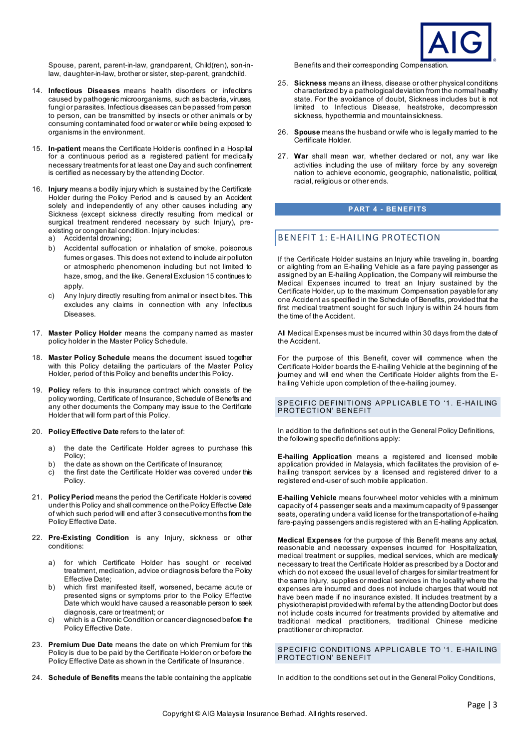Spouse, parent, parent-in-law, grandparent, Child(ren), son-in-law, daughter-in-law, brother or sister, step-parent, grandchild.

14. **Infectious Diseases** means health disorders or infections caused by pathogenic microorganisms, such as bacteria, viruses, fungi or parasites. Infectious diseases can be passed from person to person, can be transmitted by insects or other animals or by consuming contaminated food or water or while being exposed to organisms in the environment.

15. **In-patient** means the Certificate Holder is confined in a Hospital for a continuous period as a registered patient for medically necessary treatments for at least one Day and such confinement is certified as necessary by the attending Doctor.

16. **Injury** means a bodily injury which is sustained by the Certificate Holder during the Policy Period and is caused by an Accident solely and independently of any other causes including any Sickness (except sickness directly resulting from medical or surgical treatment rendered necessary by such Injury), pre-existing or congenital condition. Injury includes:
    a) Accidental drowning;
    b) Accidental suffocation or inhalation of smoke, poisonous fumes or gases. This does not extend to include air pollution or atmospheric phenomenon including but not limited to haze, smog, and the like. General Exclusion 15 continues to apply.
    c) Any Injury directly resulting from animal or insect bites. This excludes any claims in connection with any Infectious Diseases.

17. **Master Policy Holder** means the company named as master policy holder in the Master Policy Schedule.

18. **Master Policy Schedule** means the document issued together with this Policy detailing the particulars of the Master Policy Holder, period of this Policy and benefits under this Policy.

19. **Policy** refers to this insurance contract which consists of the policy wording, Certificate of Insurance, Schedule of Benefits and any other documents the Company may issue to the Certificate Holder that will form part of this Policy.

20. **Policy Effective Date** refers to the later of:
    a) the date the Certificate Holder agrees to purchase this Policy;
    b) the date as shown on the Certificate of Insurance;
    c) the first date the Certificate Holder was covered under this Policy.

21. **Policy Period** means the period the Certificate Holder is covered under this Policy and shall commence on the Policy Effective Date of which such period will end after 3 consecutive months from the Policy Effective Date.

22. **Pre-Existing Condition** is any Injury, sickness or other conditions:
    a) for which Certificate Holder has sought or received treatment, medication, advice or diagnosis before the Policy Effective Date;
    b) which first manifested itself, worsened, became acute or presented signs or symptoms prior to the Policy Effective Date which would have caused a reasonable person to seek diagnosis, care or treatment; or
    c) which is a Chronic Condition or cancer diagnosed before the Policy Effective Date.

23. **Premium Due Date** means the date on which Premium for this Policy is due to be paid by the Certificate Holder on or before the Policy Effective Date as shown in the Certificate of Insurance.

24. **Schedule of Benefits** means the table containing the applicable Benefits and their corresponding Compensation.

25. **Sickness** means an illness, disease or other physical conditions characterized by a pathological deviation from the normal healthy state. For the avoidance of doubt, Sickness includes but is not limited to Infectious Disease, heatstroke, decompression sickness, hypothermia and mountain sickness.

26. **Spouse** means the husband or wife who is legally married to the Certificate Holder.

27. **War** shall mean war, whether declared or not, any war like activities including the use of military force by any sovereign nation to achieve economic, geographic, nationalistic, political, racial, religious or other ends.

## PART 4 - BENEFITS

### BENEFIT 1: E-HAILING PROTECTION

If the Certificate Holder sustains an Injury while traveling in, boarding or alighting from an E-hailing Vehicle as a fare paying passenger as assigned by an E-hailing Application, the Company will reimburse the Medical Expenses incurred to treat an Injury sustained by the Certificate Holder, up to the maximum Compensation payable for any one Accident as specified in the Schedule of Benefits, provided that the first medical treatment sought for such Injury is within 24 hours from the time of the Accident.

All Medical Expenses must be incurred within 30 days from the date of the Accident.

For the purpose of this Benefit, cover will commence when the Certificate Holder boards the E-hailing Vehicle at the beginning of the journey and will end when the Certificate Holder alights from the E-hailing Vehicle upon completion of the e-hailing journey.

#### SPECIFIC DEFINITIONS APPLICABLE TO '1. E-HAILING PROTECTION' BENEFIT

In addition to the definitions set out in the General Policy Definitions, the following specific definitions apply:

**E-hailing Application** means a registered and licensed mobile application provided in Malaysia, which facilitates the provision of e-hailing transport services by a licensed and registered driver to a registered end-user of such mobile application.

**E-hailing Vehicle** means four-wheel motor vehicles with a minimum capacity of 4 passenger seats and a maximum capacity of 9 passenger seats, operating under a valid license for the transportation of e-hailing fare-paying passengers and is registered with an E-hailing Application.

**Medical Expenses** for the purpose of this Benefit means any actual, reasonable and necessary expenses incurred for Hospitalization, medical treatment or supplies, medical services, which are medically necessary to treat the Certificate Holder as prescribed by a Doctor and which do not exceed the usual level of charges for similar treatment for the same Injury, supplies or medical services in the locality where the expenses are incurred and does not include charges that would not have been made if no insurance existed. It includes treatment by a physiotherapist provided with referral by the attending Doctor but does not include costs incurred for treatments provided by alternative and traditional medical practitioners, traditional Chinese medicine practitioner or chiropractor.

#### SPECIFIC CONDITIONS APPLICABLE TO '1. E-HAILING PROTECTION' BENEFIT

In addition to the conditions set out in the General Policy Conditions,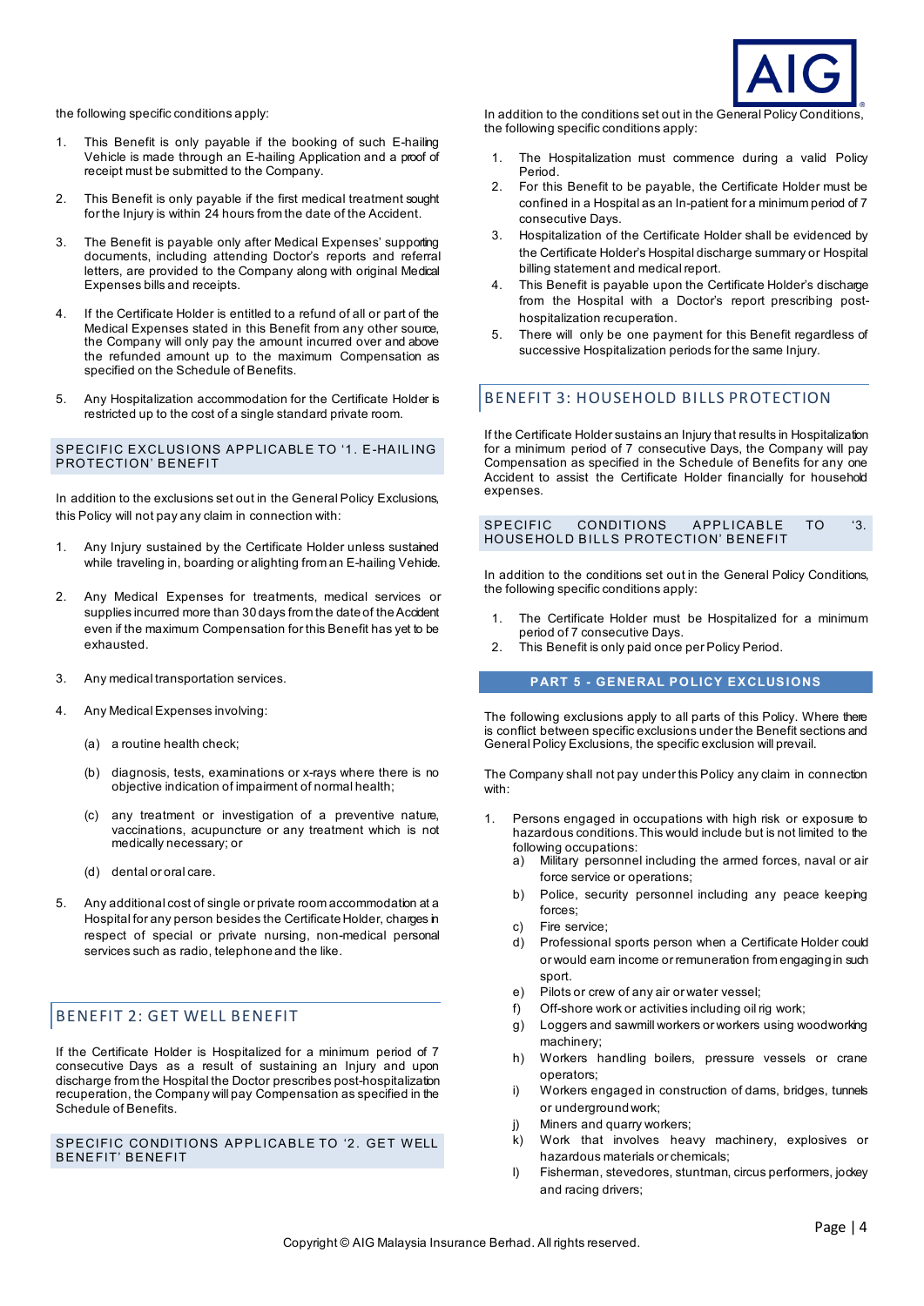the following specific conditions apply:

1. This Benefit is only payable if the booking of such E-hailing Vehicle is made through an E-hailing Application and a proof of receipt must be submitted to the Company.

2. This Benefit is only payable if the first medical treatment sought for the Injury is within 24 hours from the date of the Accident.

3. The Benefit is payable only after Medical Expenses' supporting documents, including attending Doctor's reports and referral letters, are provided to the Company along with original Medical Expenses bills and receipts.

4. If the Certificate Holder is entitled to a refund of all or part of the Medical Expenses stated in this Benefit from any other source, the Company will only pay the amount incurred over and above the refunded amount up to the maximum Compensation as specified on the Schedule of Benefits.

5. Any Hospitalization accommodation for the Certificate Holder is restricted up to the cost of a single standard private room.

#### SPECIFIC EXCLUSIONS APPLICABLE TO '1. E-HAILING PROTECTION' BENEFIT

In addition to the exclusions set out in the General Policy Exclusions, this Policy will not pay any claim in connection with:

1. Any Injury sustained by the Certificate Holder unless sustained while traveling in, boarding or alighting from an E-hailing Vehicle.

2. Any Medical Expenses for treatments, medical services or supplies incurred more than 30 days from the date of the Accident even if the maximum Compensation for this Benefit has yet to be exhausted.

3. Any medical transportation services.

4. Any Medical Expenses involving:

   (a) a routine health check;

   (b) diagnosis, tests, examinations or x-rays where there is no objective indication of impairment of normal health;

   (c) any treatment or investigation of a preventive nature, vaccinations, acupuncture or any treatment which is not medically necessary; or

   (d) dental or oral care.

5. Any additional cost of single or private room accommodation at a Hospital for any person besides the Certificate Holder, charges in respect of special or private nursing, non-medical personal services such as radio, telephone and the like.

## BENEFIT 2: GET WELL BENEFIT

If the Certificate Holder is Hospitalized for a minimum period of 7 consecutive Days as a result of sustaining an Injury and upon discharge from the Hospital the Doctor prescribes post-hospitalization recuperation, the Company will pay Compensation as specified in the Schedule of Benefits.

#### SPECIFIC CONDITIONS APPLICABLE TO '2. GET WELL BENEFIT' BENEFIT

In addition to the conditions set out in the General Policy Conditions, the following specific conditions apply:

1. The Hospitalization must commence during a valid Policy Period.
2. For this Benefit to be payable, the Certificate Holder must be confined in a Hospital as an In-patient for a minimum period of 7 consecutive Days.
3. Hospitalization of the Certificate Holder shall be evidenced by the Certificate Holder's Hospital discharge summary or Hospital billing statement and medical report.
4. This Benefit is payable upon the Certificate Holder's discharge from the Hospital with a Doctor's report prescribing post-hospitalization recuperation.
5. There will only be one payment for this Benefit regardless of successive Hospitalization periods for the same Injury.

## BENEFIT 3: HOUSEHOLD BILLS PROTECTION

If the Certificate Holder sustains an Injury that results in Hospitalization for a minimum period of 7 consecutive Days, the Company will pay Compensation as specified in the Schedule of Benefits for any one Accident to assist the Certificate Holder financially for household expenses.

#### SPECIFIC CONDITIONS APPLICABLE TO '3. HOUSEHOLD BILLS PROTECTION' BENEFIT

In addition to the conditions set out in the General Policy Conditions, the following specific conditions apply:

1. The Certificate Holder must be Hospitalized for a minimum period of 7 consecutive Days.
2. This Benefit is only paid once per Policy Period.

## PART 5 - GENERAL POLICY EXCLUSIONS

The following exclusions apply to all parts of this Policy. Where there is conflict between specific exclusions under the Benefit sections and General Policy Exclusions, the specific exclusion will prevail.

The Company shall not pay under this Policy any claim in connection with:

1. Persons engaged in occupations with high risk or exposure to hazardous conditions. This would include but is not limited to the following occupations:
   a) Military personnel including the armed forces, naval or air force service or operations;
   b) Police, security personnel including any peace keeping forces;
   c) Fire service;
   d) Professional sports person when a Certificate Holder could or would earn income or remuneration from engaging in such sport.
   e) Pilots or crew of any air or water vessel;
   f) Off-shore work or activities including oil rig work;
   g) Loggers and sawmill workers or workers using woodworking machinery;
   h) Workers handling boilers, pressure vessels or crane operators;
   i) Workers engaged in construction of dams, bridges, tunnels or underground work;
   j) Miners and quarry workers;
   k) Work that involves heavy machinery, explosives or hazardous materials or chemicals;
   l) Fisherman, stevedores, stuntman, circus performers, jockey and racing drivers;

Copyright © AIG Malaysia Insurance Berhad. All rights reserved.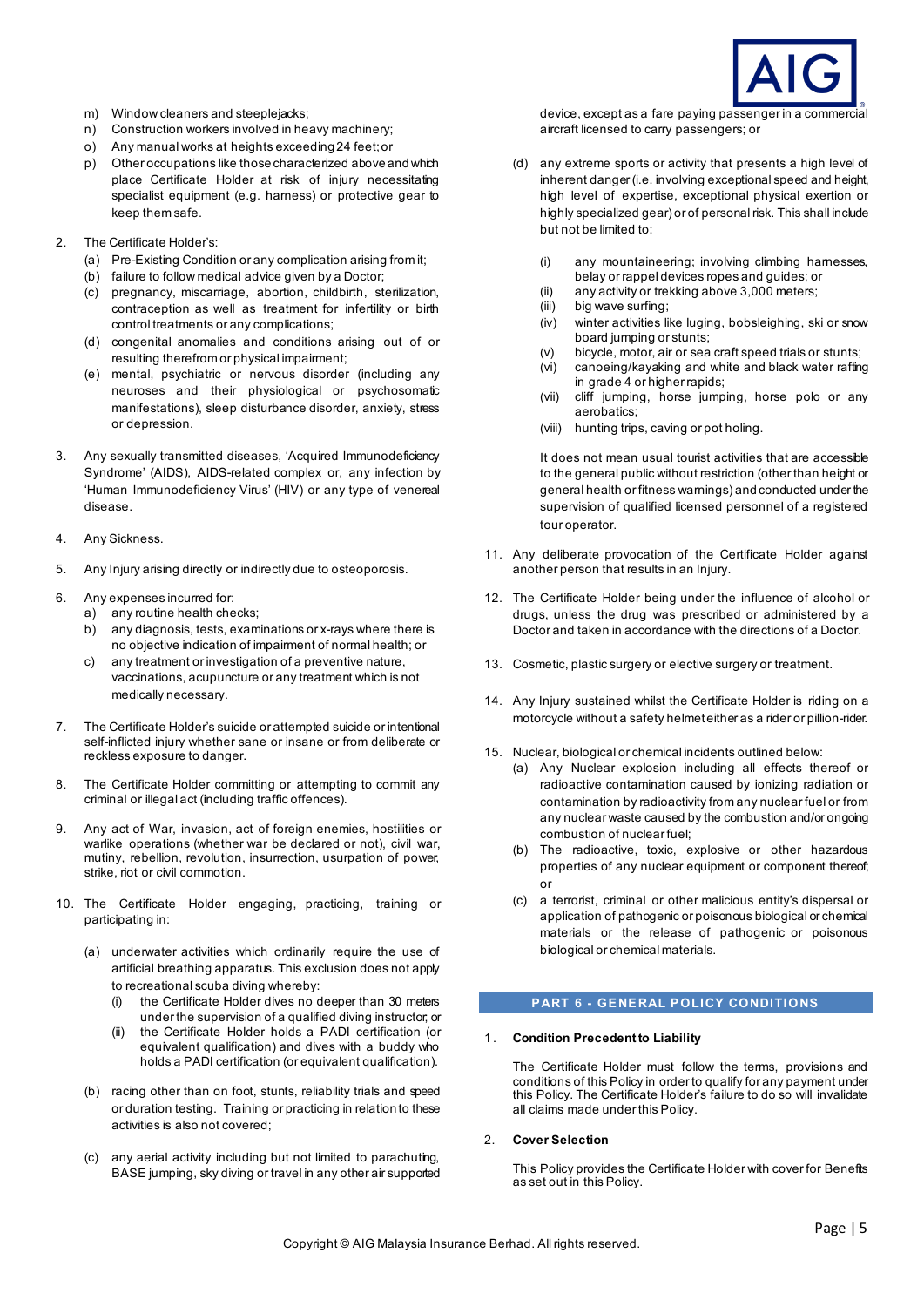m) Window cleaners and steeplejacks;
n) Construction workers involved in heavy machinery;
o) Any manual works at heights exceeding 24 feet; or
p) Other occupations like those characterized above and which place Certificate Holder at risk of injury necessitating specialist equipment (e.g. harness) or protective gear to keep them safe.

2. The Certificate Holder's:
   (a) Pre-Existing Condition or any complication arising from it;
   (b) failure to follow medical advice given by a Doctor;
   (c) pregnancy, miscarriage, abortion, childbirth, sterilization, contraception as well as treatment for infertility or birth control treatments or any complications;
   (d) congenital anomalies and conditions arising out of or resulting therefrom or physical impairment;
   (e) mental, psychiatric or nervous disorder (including any neuroses and their physiological or psychosomatic manifestations), sleep disturbance disorder, anxiety, stress or depression.

3. Any sexually transmitted diseases, 'Acquired Immunodeficiency Syndrome' (AIDS), AIDS-related complex or, any infection by 'Human Immunodeficiency Virus' (HIV) or any type of venereal disease.

4. Any Sickness.

5. Any Injury arising directly or indirectly due to osteoporosis.

6. Any expenses incurred for:
   a) any routine health checks;
   b) any diagnosis, tests, examinations or x-rays where there is no objective indication of impairment of normal health; or
   c) any treatment or investigation of a preventive nature, vaccinations, acupuncture or any treatment which is not medically necessary.

7. The Certificate Holder's suicide or attempted suicide or intentional self-inflicted injury whether sane or insane or from deliberate or reckless exposure to danger.

8. The Certificate Holder committing or attempting to commit any criminal or illegal act (including traffic offences).

9. Any act of War, invasion, act of foreign enemies, hostilities or warlike operations (whether war be declared or not), civil war, mutiny, rebellion, revolution, insurrection, usurpation of power, strike, riot or civil commotion.

10. The Certificate Holder engaging, practicing, training or participating in:

    (a) underwater activities which ordinarily require the use of artificial breathing apparatus. This exclusion does not apply to recreational scuba diving whereby:
       (i) the Certificate Holder dives no deeper than 30 meters under the supervision of a qualified diving instructor; or
       (ii) the Certificate Holder holds a PADI certification (or equivalent qualification) and dives with a buddy who holds a PADI certification (or equivalent qualification).

    (b) racing other than on foot, stunts, reliability trials and speed or duration testing. Training or practicing in relation to these activities is also not covered;

    (c) any aerial activity including but not limited to parachuting, BASE jumping, sky diving or travel in any other air supported device, except as a fare paying passenger in a commercial aircraft licensed to carry passengers; or

    (d) any extreme sports or activity that presents a high level of inherent danger (i.e. involving exceptional speed and height, high level of expertise, exceptional physical exertion or highly specialized gear) or of personal risk. This shall include but not be limited to:

       (i) any mountaineering; involving climbing harnesses, belay or rappel devices ropes and guides; or
       (ii) any activity or trekking above 3,000 meters;
       (iii) big wave surfing;
       (iv) winter activities like luging, bobsleighing, ski or snow board jumping or stunts;
       (v) bicycle, motor, air or sea craft speed trials or stunts;
       (vi) canoeing/kayaking and white and black water rafting in grade 4 or higher rapids;
       (vii) cliff jumping, horse jumping, horse polo or any aerobatics;
       (viii) hunting trips, caving or pot holing.

    It does not mean usual tourist activities that are accessible to the general public without restriction (other than height or general health or fitness warnings) and conducted under the supervision of qualified licensed personnel of a registered tour operator.

11. Any deliberate provocation of the Certificate Holder against another person that results in an Injury.

12. The Certificate Holder being under the influence of alcohol or drugs, unless the drug was prescribed or administered by a Doctor and taken in accordance with the directions of a Doctor.

13. Cosmetic, plastic surgery or elective surgery or treatment.

14. Any Injury sustained whilst the Certificate Holder is riding on a motorcycle without a safety helmet either as a rider or pillion-rider.

15. Nuclear, biological or chemical incidents outlined below:
    (a) Any Nuclear explosion including all effects thereof or radioactive contamination caused by ionizing radiation or contamination by radioactivity from any nuclear fuel or from any nuclear waste caused by the combustion and/or ongoing combustion of nuclear fuel;
    (b) The radioactive, toxic, explosive or other hazardous properties of any nuclear equipment or component thereof; or
    (c) a terrorist, criminal or other malicious entity's dispersal or application of pathogenic or poisonous biological or chemical materials or the release of pathogenic or poisonous biological or chemical materials.

## PART 6 - GENERAL POLICY CONDITIONS

1. **Condition Precedent to Liability**

   The Certificate Holder must follow the terms, provisions and conditions of this Policy in order to qualify for any payment under this Policy. The Certificate Holder's failure to do so will invalidate all claims made under this Policy.

2. **Cover Selection**

   This Policy provides the Certificate Holder with cover for Benefits as set out in this Policy.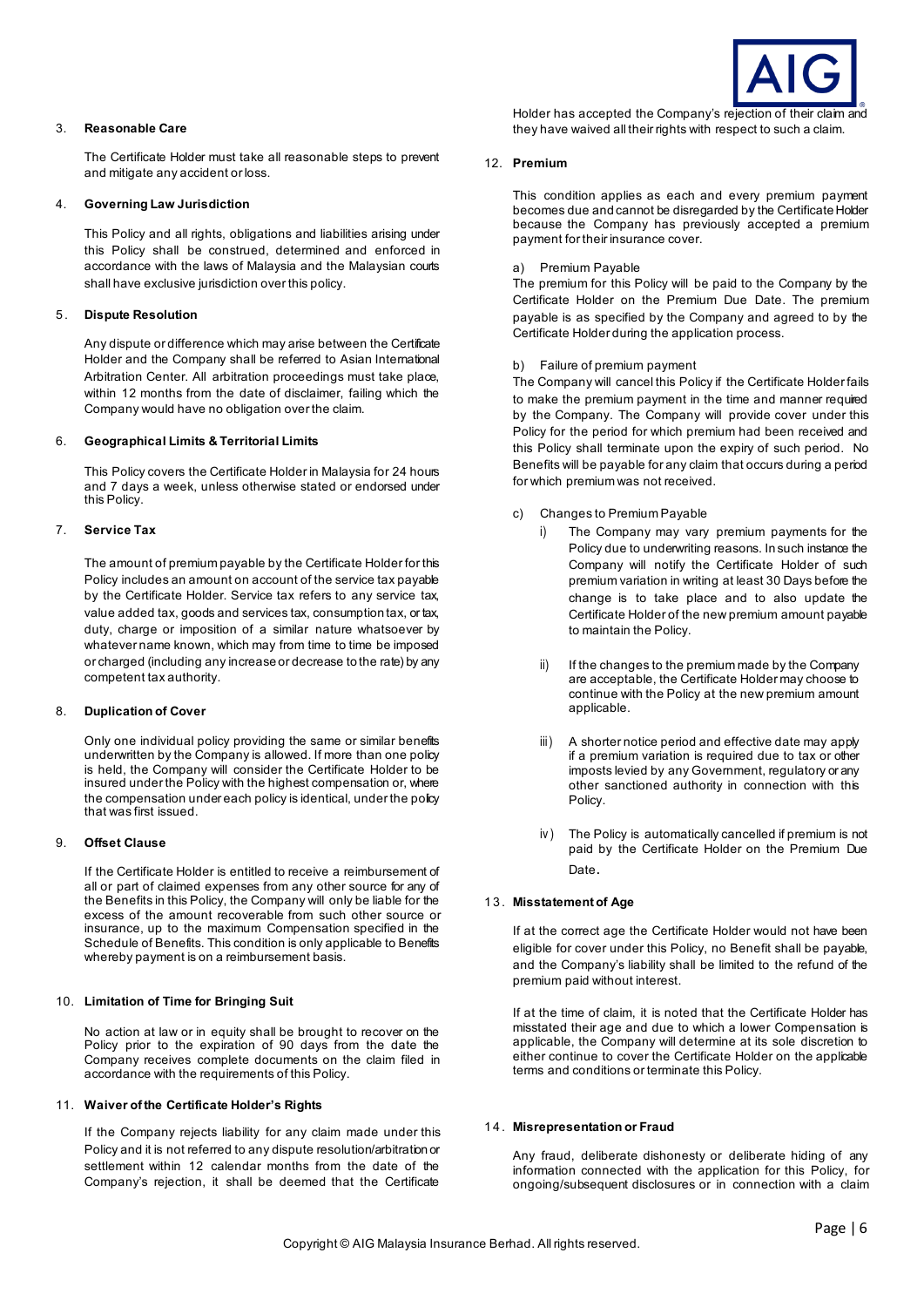3. **Reasonable Care**

The Certificate Holder must take all reasonable steps to prevent and mitigate any accident or loss.

4. **Governing Law Jurisdiction**

This Policy and all rights, obligations and liabilities arising under this Policy shall be construed, determined and enforced in accordance with the laws of Malaysia and the Malaysian courts shall have exclusive jurisdiction over this policy.

5. **Dispute Resolution**

Any dispute or difference which may arise between the Certificate Holder and the Company shall be referred to Asian International Arbitration Center. All arbitration proceedings must take place, within 12 months from the date of disclaimer, failing which the Company would have no obligation over the claim.

6. **Geographical Limits & Territorial Limits**

This Policy covers the Certificate Holder in Malaysia for 24 hours and 7 days a week, unless otherwise stated or endorsed under this Policy.

7. **Service Tax**

The amount of premium payable by the Certificate Holder for this Policy includes an amount on account of the service tax payable by the Certificate Holder. Service tax refers to any service tax, value added tax, goods and services tax, consumption tax, or tax, duty, charge or imposition of a similar nature whatsoever by whatever name known, which may from time to time be imposed or charged (including any increase or decrease to the rate) by any competent tax authority.

8. **Duplication of Cover**

Only one individual policy providing the same or similar benefits underwritten by the Company is allowed. If more than one policy is held, the Company will consider the Certificate Holder to be insured under the Policy with the highest compensation or, where the compensation under each policy is identical, under the policy that was first issued.

9. **Offset Clause**

If the Certificate Holder is entitled to receive a reimbursement of all or part of claimed expenses from any other source for any of the Benefits in this Policy, the Company will only be liable for the excess of the amount recoverable from such other source or insurance, up to the maximum Compensation specified in the Schedule of Benefits. This condition is only applicable to Benefits whereby payment is on a reimbursement basis.

10. **Limitation of Time for Bringing Suit**

No action at law or in equity shall be brought to recover on the Policy prior to the expiration of 90 days from the date the Company receives complete documents on the claim filed in accordance with the requirements of this Policy.

11. **Waiver of the Certificate Holder's Rights**

If the Company rejects liability for any claim made under this Policy and it is not referred to any dispute resolution/arbitration or settlement within 12 calendar months from the date of the Company's rejection, it shall be deemed that the Certificate Holder has accepted the Company's rejection of their claim and they have waived all their rights with respect to such a claim.

12. **Premium**

This condition applies as each and every premium payment becomes due and cannot be disregarded by the Certificate Holder because the Company has previously accepted a premium payment for their insurance cover.

a) Premium Payable
The premium for this Policy will be paid to the Company by the Certificate Holder on the Premium Due Date. The premium payable is as specified by the Company and agreed to by the Certificate Holder during the application process.

b) Failure of premium payment
The Company will cancel this Policy if the Certificate Holder fails to make the premium payment in the time and manner required by the Company. The Company will provide cover under this Policy for the period for which premium had been received and this Policy shall terminate upon the expiry of such period. No Benefits will be payable for any claim that occurs during a period for which premium was not received.

c) Changes to Premium Payable

   i) The Company may vary premium payments for the Policy due to underwriting reasons. In such instance the Company will notify the Certificate Holder of such premium variation in writing at least 30 Days before the change is to take place and to also update the Certificate Holder of the new premium amount payable to maintain the Policy.

   ii) If the changes to the premium made by the Company are acceptable, the Certificate Holder may choose to continue with the Policy at the new premium amount applicable.

   iii) A shorter notice period and effective date may apply if a premium variation is required due to tax or other imposts levied by any Government, regulatory or any other sanctioned authority in connection with this Policy.

   iv) The Policy is automatically cancelled if premium is not paid by the Certificate Holder on the Premium Due Date.

13. **Misstatement of Age**

If at the correct age the Certificate Holder would not have been eligible for cover under this Policy, no Benefit shall be payable, and the Company's liability shall be limited to the refund of the premium paid without interest.

If at the time of claim, it is noted that the Certificate Holder has misstated their age and due to which a lower Compensation is applicable, the Company will determine at its sole discretion to either continue to cover the Certificate Holder on the applicable terms and conditions or terminate this Policy.

14. **Misrepresentation or Fraud**

Any fraud, deliberate dishonesty or deliberate hiding of any information connected with the application for this Policy, for ongoing/subsequent disclosures or in connection with a claim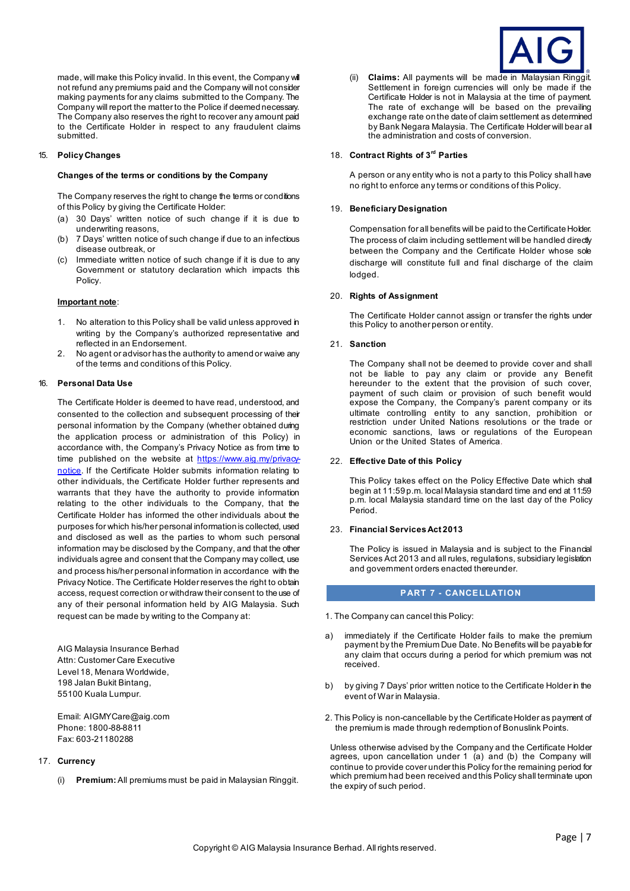made, will make this Policy invalid. In this event, the Company will not refund any premiums paid and the Company will not consider making payments for any claims submitted to the Company. The Company will report the matter to the Police if deemed necessary. The Company also reserves the right to recover any amount paid to the Certificate Holder in respect to any fraudulent claims submitted.

15. **Policy Changes**

**Changes of the terms or conditions by the Company**

The Company reserves the right to change the terms or conditions of this Policy by giving the Certificate Holder:

(a) 30 Days' written notice of such change if it is due to underwriting reasons,
(b) 7 Days' written notice of such change if due to an infectious disease outbreak, or
(c) Immediate written notice of such change if it is due to any Government or statutory declaration which impacts this Policy.

**Important note**:

1. No alteration to this Policy shall be valid unless approved in writing by the Company's authorized representative and reflected in an Endorsement.
2. No agent or advisor has the authority to amend or waive any of the terms and conditions of this Policy.

16. **Personal Data Use**

The Certificate Holder is deemed to have read, understood, and consented to the collection and subsequent processing of their personal information by the Company (whether obtained during the application process or administration of this Policy) in accordance with, the Company's Privacy Notice as from time to time published on the website at https://www.aig.my/privacy-notice. If the Certificate Holder submits information relating to other individuals, the Certificate Holder further represents and warrants that they have the authority to provide information relating to the other individuals to the Company, that the Certificate Holder has informed the other individuals about the purposes for which his/her personal information is collected, used and disclosed as well as the parties to whom such personal information may be disclosed by the Company, and that the other individuals agree and consent that the Company may collect, use and process his/her personal information in accordance with the Privacy Notice. The Certificate Holder reserves the right to obtain access, request correction or withdraw their consent to the use of any of their personal information held by AIG Malaysia. Such request can be made by writing to the Company at:

AIG Malaysia Insurance Berhad
Attn: Customer Care Executive
Level 18, Menara Worldwide,
198 Jalan Bukit Bintang,
55100 Kuala Lumpur.

Email: AIGMYCare@aig.com
Phone: 1800-88-8811
Fax: 603-21180288

17. **Currency**

(i) **Premium:** All premiums must be paid in Malaysian Ringgit.

(ii) **Claims:** All payments will be made in Malaysian Ringgit. Settlement in foreign currencies will only be made if the Certificate Holder is not in Malaysia at the time of payment. The rate of exchange will be based on the prevailing exchange rate on the date of claim settlement as determined by Bank Negara Malaysia. The Certificate Holder will bear all the administration and costs of conversion.

18. **Contract Rights of 3rd Parties**

A person or any entity who is not a party to this Policy shall have no right to enforce any terms or conditions of this Policy.

19. **Beneficiary Designation**

Compensation for all benefits will be paid to the Certificate Holder. The process of claim including settlement will be handled directly between the Company and the Certificate Holder whose sole discharge will constitute full and final discharge of the claim lodged.

20. **Rights of Assignment**

The Certificate Holder cannot assign or transfer the rights under this Policy to another person or entity.

21. **Sanction**

The Company shall not be deemed to provide cover and shall not be liable to pay any claim or provide any Benefit hereunder to the extent that the provision of such cover, payment of such claim or provision of such benefit would expose the Company, the Company's parent company or its ultimate controlling entity to any sanction, prohibition or restriction under United Nations resolutions or the trade or economic sanctions, laws or regulations of the European Union or the United States of America.

22. **Effective Date of this Policy**

This Policy takes effect on the Policy Effective Date which shall begin at 11:59 p.m. local Malaysia standard time and end at 11:59 p.m. local Malaysia standard time on the last day of the Policy Period.

23. **Financial Services Act 2013**

The Policy is issued in Malaysia and is subject to the Financial Services Act 2013 and all rules, regulations, subsidiary legislation and government orders enacted thereunder.

## PART 7 - CANCELLATION

1. The Company can cancel this Policy:

a) immediately if the Certificate Holder fails to make the premium payment by the Premium Due Date. No Benefits will be payable for any claim that occurs during a period for which premium was not received.

b) by giving 7 Days' prior written notice to the Certificate Holder in the event of War in Malaysia.

2. This Policy is non-cancellable by the Certificate Holder as payment of the premium is made through redemption of Bonuslink Points.

Unless otherwise advised by the Company and the Certificate Holder agrees, upon cancellation under 1 (a) and (b) the Company will continue to provide cover under this Policy for the remaining period for which premium had been received and this Policy shall terminate upon the expiry of such period.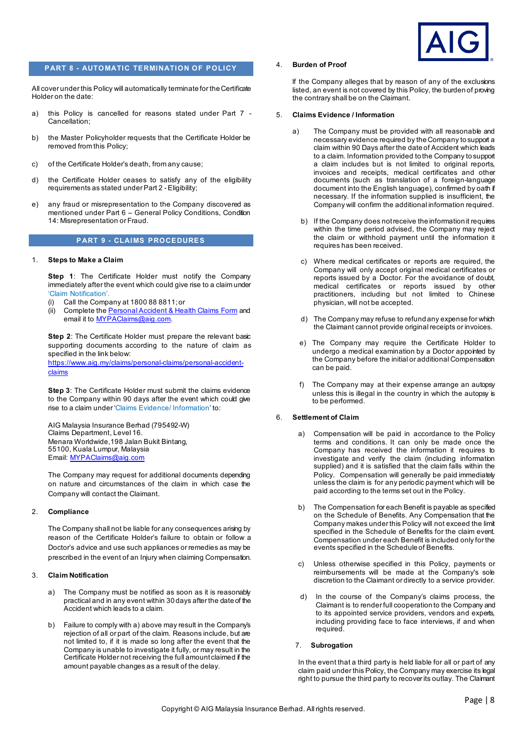## PART 8 - AUTOMATIC TERMINATION OF POLICY

All cover under this Policy will automatically terminate for the Certificate Holder on the date:

a) this Policy is cancelled for reasons stated under Part 7 - Cancellation;

b) the Master Policyholder requests that the Certificate Holder be removed from this Policy;

c) of the Certificate Holder's death, from any cause;

d) the Certificate Holder ceases to satisfy any of the eligibility requirements as stated under Part 2 - Eligibility;

e) any fraud or misrepresentation to the Company discovered as mentioned under Part 6 – General Policy Conditions, Condition 14: Misrepresentation or Fraud.

## PART 9 - CLAIMS PROCEDURES

1. **Steps to Make a Claim**

   **Step 1**: The Certificate Holder must notify the Company immediately after the event which could give rise to a claim under 'Claim Notification'.
   (i) Call the Company at 1800 88 8811; or
   (ii) Complete the Personal Accident & Health Claims Form and email it to MYPAClaims@aig.com.

   **Step 2**: The Certificate Holder must prepare the relevant basic supporting documents according to the nature of claim as specified in the link below:
   https://www.aig.my/claims/personal-claims/personal-accident-claims

   **Step 3**: The Certificate Holder must submit the claims evidence to the Company within 90 days after the event which could give rise to a claim under 'Claims Evidence/ Information' to:

   AIG Malaysia Insurance Berhad (795492-W)
   Claims Department, Level 16.
   Menara Worldwide, 198 Jalan Bukit Bintang,
   55100, Kuala Lumpur, Malaysia
   Email: MYPAClaims@aig.com

   The Company may request for additional documents depending on nature and circumstances of the claim in which case the Company will contact the Claimant.

2. **Compliance**

   The Company shall not be liable for any consequences arising by reason of the Certificate Holder's failure to obtain or follow a Doctor's advice and use such appliances or remedies as may be prescribed in the event of an Injury when claiming Compensation.

3. **Claim Notification**

   a) The Company must be notified as soon as it is reasonably practical and in any event within 30 days after the date of the Accident which leads to a claim.

   b) Failure to comply with a) above may result in the Company's rejection of all or part of the claim. Reasons include, but are not limited to, if it is made so long after the event that the Company is unable to investigate it fully, or may result in the Certificate Holder not receiving the full amount claimed if the amount payable changes as a result of the delay.

4. **Burden of Proof**

   If the Company alleges that by reason of any of the exclusions listed, an event is not covered by this Policy, the burden of proving the contrary shall be on the Claimant.

5. **Claims Evidence / Information**

   a) The Company must be provided with all reasonable and necessary evidence required by the Company to support a claim within 90 Days after the date of Accident which leads to a claim. Information provided to the Company to support a claim includes but is not limited to original reports, invoices and receipts, medical certificates and other documents (such as translation of a foreign-language document into the English language), confirmed by oath if necessary. If the information supplied is insufficient, the Company will confirm the additional information required.

   b) If the Company does not receive the information it requires within the time period advised, the Company may reject the claim or withhold payment until the information it requires has been received.

   c) Where medical certificates or reports are required, the Company will only accept original medical certificates or reports issued by a Doctor. For the avoidance of doubt, medical certificates or reports issued by other practitioners, including but not limited to Chinese physician, will not be accepted.

   d) The Company may refuse to refund any expense for which the Claimant cannot provide original receipts or invoices.

   e) The Company may require the Certificate Holder to undergo a medical examination by a Doctor appointed by the Company before the initial or additional Compensation can be paid.

   f) The Company may at their expense arrange an autopsy unless this is illegal in the country in which the autopsy is to be performed.

6. **Settlement of Claim**

   a) Compensation will be paid in accordance to the Policy terms and conditions. It can only be made once the Company has received the information it requires to investigate and verify the claim (including information supplied) and it is satisfied that the claim falls within the Policy. Compensation will generally be paid immediately unless the claim is for any periodic payment which will be paid according to the terms set out in the Policy.

   b) The Compensation for each Benefit is payable as specified on the Schedule of Benefits. Any Compensation that the Company makes under this Policy will not exceed the limit specified in the Schedule of Benefits for the claim event. Compensation under each Benefit is included only for the events specified in the Schedule of Benefits.

   c) Unless otherwise specified in this Policy, payments or reimbursements will be made at the Company's sole discretion to the Claimant or directly to a service provider.

   d) In the course of the Company's claims process, the Claimant is to render full cooperation to the Company and to its appointed service providers, vendors and experts, including providing face to face interviews, if and when required.

7. **Subrogation**

   In the event that a third party is held liable for all or part of any claim paid under this Policy, the Company may exercise its legal right to pursue the third party to recover its outlay. The Claimant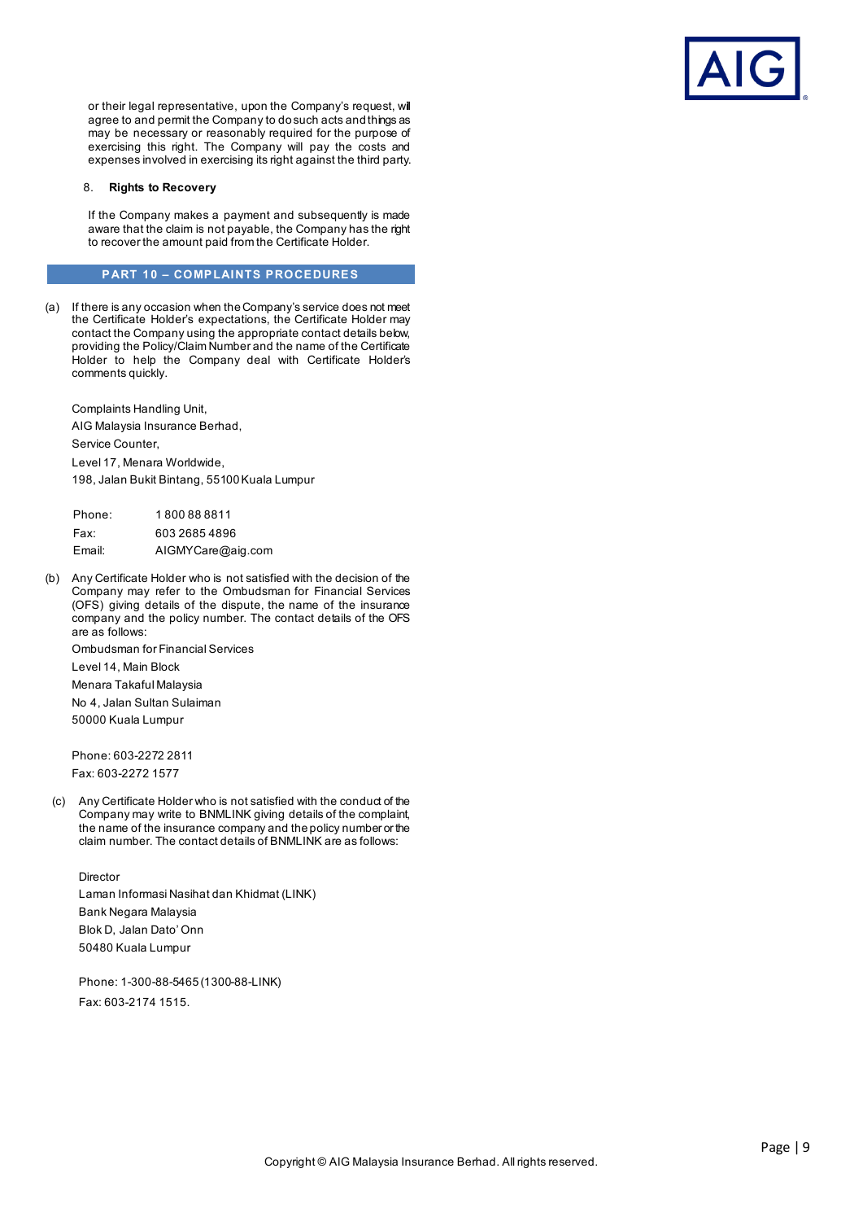or their legal representative, upon the Company's request, will agree to and permit the Company to do such acts and things as may be necessary or reasonably required for the purpose of exercising this right. The Company will pay the costs and expenses involved in exercising its right against the third party.

8. **Rights to Recovery**

If the Company makes a payment and subsequently is made aware that the claim is not payable, the Company has the right to recover the amount paid from the Certificate Holder.

## PART 10 – COMPLAINTS PROCEDURES

(a) If there is any occasion when the Company's service does not meet the Certificate Holder's expectations, the Certificate Holder may contact the Company using the appropriate contact details below, providing the Policy/Claim Number and the name of the Certificate Holder to help the Company deal with Certificate Holder's comments quickly.

Complaints Handling Unit,
AIG Malaysia Insurance Berhad,
Service Counter,
Level 17, Menara Worldwide,
198, Jalan Bukit Bintang, 55100 Kuala Lumpur

| | |
|---|---|
| Phone: | 1 800 88 8811 |
| Fax: | 603 2685 4896 |
| Email: | AIGMYCare@aig.com |

(b) Any Certificate Holder who is not satisfied with the decision of the Company may refer to the Ombudsman for Financial Services (OFS) giving details of the dispute, the name of the insurance company and the policy number. The contact details of the OFS are as follows:

Ombudsman for Financial Services
Level 14, Main Block
Menara Takaful Malaysia
No 4, Jalan Sultan Sulaiman
50000 Kuala Lumpur

Phone: 603-2272 2811
Fax: 603-2272 1577

(c) Any Certificate Holder who is not satisfied with the conduct of the Company may write to BNMLINK giving details of the complaint, the name of the insurance company and the policy number or the claim number. The contact details of BNMLINK are as follows:

Director
Laman Informasi Nasihat dan Khidmat (LINK)
Bank Negara Malaysia
Blok D, Jalan Dato' Onn
50480 Kuala Lumpur

Phone: 1-300-88-5465 (1300-88-LINK)
Fax: 603-2174 1515.

Copyright © AIG Malaysia Insurance Berhad. All rights reserved.